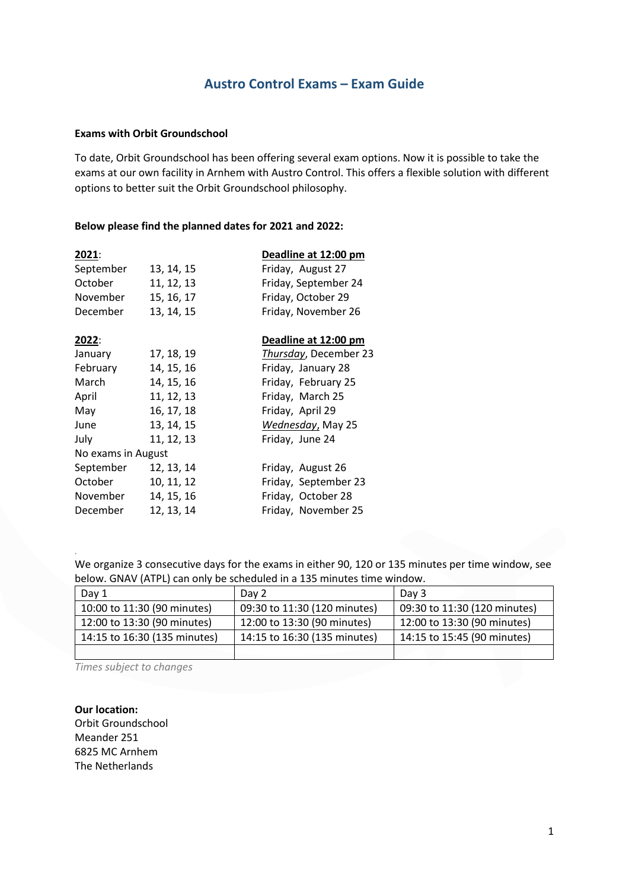# Austro Control Exams – Exam Guide

**Exams with Orbit Groundschool**

To date, Orbit Groundschool has been offering several exam options. Now it is possible to take the exams at our own facility in Arnhem with Austro Control. This offers a flexible solution with different options to better suit the Orbit Groundschool philosophy.

**Below please find the planned dates for 2021 and 2022:**

| **<u>2021</u>**: | | **<u>Deadline at 12:00 pm</u>** |
|---|---|---|
| September | 13, 14, 15 | Friday, August 27 |
| October | 11, 12, 13 | Friday, September 24 |
| November | 15, 16, 17 | Friday, October 29 |
| December | 13, 14, 15 | Friday, November 26 |

| **<u>2022</u>**: | | **<u>Deadline at 12:00 pm</u>** |
|---|---|---|
| January | 17, 18, 19 | *<u>Thursday</u>*, December 23 |
| February | 14, 15, 16 | Friday, January 28 |
| March | 14, 15, 16 | Friday, February 25 |
| April | 11, 12, 13 | Friday, March 25 |
| May | 16, 17, 18 | Friday, April 29 |
| June | 13, 14, 15 | *<u>Wednesday</u>*, May 25 |
| July | 11, 12, 13 | Friday, June 24 |
| No exams in August | | |
| September | 12, 13, 14 | Friday, August 26 |
| October | 10, 11, 12 | Friday, September 23 |
| November | 14, 15, 16 | Friday, October 28 |
| December | 12, 13, 14 | Friday, November 25 |

We organize 3 consecutive days for the exams in either 90, 120 or 135 minutes per time window, see below. GNAV (ATPL) can only be scheduled in a 135 minutes time window.

| Day 1 | Day 2 | Day 3 |
|---|---|---|
| 10:00 to 11:30 (90 minutes) | 09:30 to 11:30 (120 minutes) | 09:30 to 11:30 (120 minutes) |
| 12:00 to 13:30 (90 minutes) | 12:00 to 13:30 (90 minutes) | 12:00 to 13:30 (90 minutes) |
| 14:15 to 16:30 (135 minutes) | 14:15 to 16:30 (135 minutes) | 14:15 to 15:45 (90 minutes) |
| | | |

*Times subject to changes*

**Our location:**
Orbit Groundschool
Meander 251
6825 MC Arnhem
The Netherlands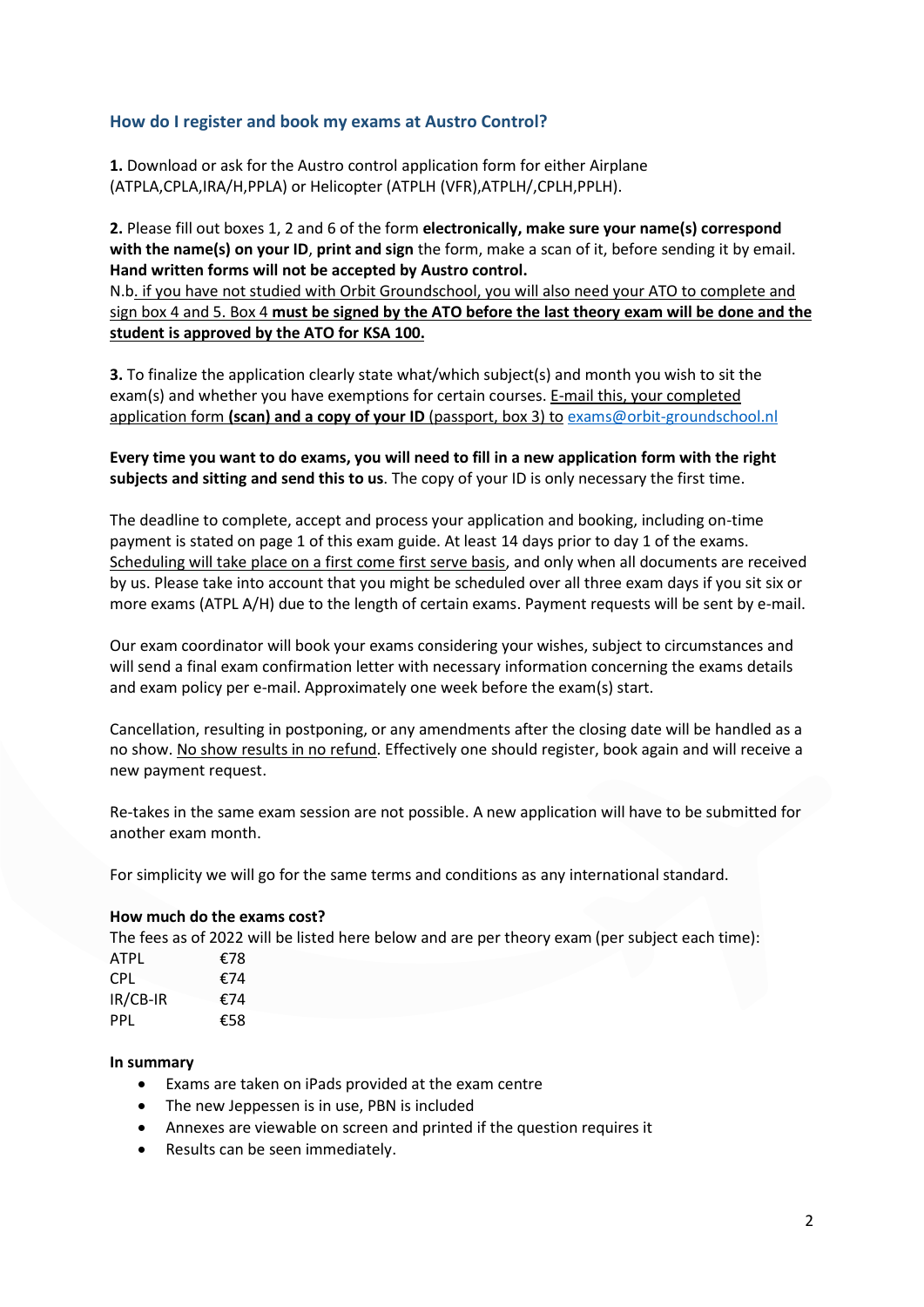## How do I register and book my exams at Austro Control?

**1.** Download or ask for the Austro control application form for either Airplane (ATPLA,CPLA,IRA/H,PPLA) or Helicopter (ATPLH (VFR),ATPLH/,CPLH,PPLH).

**2.** Please fill out boxes 1, 2 and 6 of the form **electronically, make sure your name(s) correspond with the name(s) on your ID**, **print and sign** the form, make a scan of it, before sending it by email. **Hand written forms will not be accepted by Austro control.**
N.b. if you have not studied with Orbit Groundschool, you will also need your ATO to complete and sign box 4 and 5. Box 4 **must be signed by the ATO before the last theory exam will be done and the student is approved by the ATO for KSA 100.**

**3.** To finalize the application clearly state what/which subject(s) and month you wish to sit the exam(s) and whether you have exemptions for certain courses. E-mail this, your completed application form **(scan) and a copy of your ID** (passport, box 3) to exams@orbit-groundschool.nl

**Every time you want to do exams, you will need to fill in a new application form with the right subjects and sitting and send this to us**. The copy of your ID is only necessary the first time.

The deadline to complete, accept and process your application and booking, including on-time payment is stated on page 1 of this exam guide. At least 14 days prior to day 1 of the exams. Scheduling will take place on a first come first serve basis, and only when all documents are received by us. Please take into account that you might be scheduled over all three exam days if you sit six or more exams (ATPL A/H) due to the length of certain exams. Payment requests will be sent by e-mail.

Our exam coordinator will book your exams considering your wishes, subject to circumstances and will send a final exam confirmation letter with necessary information concerning the exams details and exam policy per e-mail. Approximately one week before the exam(s) start.

Cancellation, resulting in postponing, or any amendments after the closing date will be handled as a no show. No show results in no refund. Effectively one should register, book again and will receive a new payment request.

Re-takes in the same exam session are not possible. A new application will have to be submitted for another exam month.

For simplicity we will go for the same terms and conditions as any international standard.

**How much do the exams cost?**

The fees as of 2022 will be listed here below and are per theory exam (per subject each time):

| | |
|---|---|
| ATPL | €78 |
| CPL | €74 |
| IR/CB-IR | €74 |
| PPL | €58 |

**In summary**

- Exams are taken on iPads provided at the exam centre
- The new Jeppessen is in use, PBN is included
- Annexes are viewable on screen and printed if the question requires it
- Results can be seen immediately.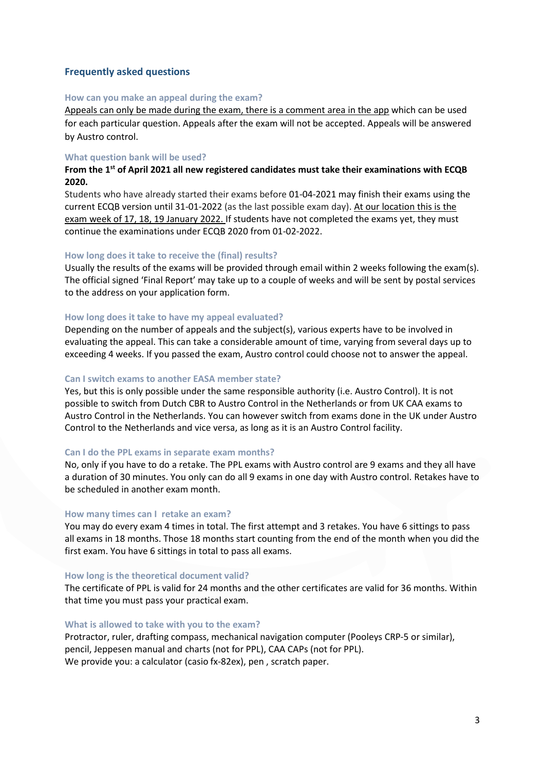## Frequently asked questions

### How can you make an appeal during the exam?

Appeals can only be made during the exam, there is a comment area in the app which can be used for each particular question. Appeals after the exam will not be accepted. Appeals will be answered by Austro control.

### What question bank will be used?

**From the 1st of April 2021 all new registered candidates must take their examinations with ECQB 2020.**

Students who have already started their exams before 01-04-2021 may finish their exams using the current ECQB version until 31-01-2022 (as the last possible exam day). At our location this is the exam week of 17, 18, 19 January 2022. If students have not completed the exams yet, they must continue the examinations under ECQB 2020 from 01-02-2022.

### How long does it take to receive the (final) results?

Usually the results of the exams will be provided through email within 2 weeks following the exam(s). The official signed 'Final Report' may take up to a couple of weeks and will be sent by postal services to the address on your application form.

### How long does it take to have my appeal evaluated?

Depending on the number of appeals and the subject(s), various experts have to be involved in evaluating the appeal. This can take a considerable amount of time, varying from several days up to exceeding 4 weeks. If you passed the exam, Austro control could choose not to answer the appeal.

### Can I switch exams to another EASA member state?

Yes, but this is only possible under the same responsible authority (i.e. Austro Control). It is not possible to switch from Dutch CBR to Austro Control in the Netherlands or from UK CAA exams to Austro Control in the Netherlands. You can however switch from exams done in the UK under Austro Control to the Netherlands and vice versa, as long as it is an Austro Control facility.

### Can I do the PPL exams in separate exam months?

No, only if you have to do a retake. The PPL exams with Austro control are 9 exams and they all have a duration of 30 minutes. You only can do all 9 exams in one day with Austro control. Retakes have to be scheduled in another exam month.

### How many times can I retake an exam?

You may do every exam 4 times in total. The first attempt and 3 retakes. You have 6 sittings to pass all exams in 18 months. Those 18 months start counting from the end of the month when you did the first exam. You have 6 sittings in total to pass all exams.

### How long is the theoretical document valid?

The certificate of PPL is valid for 24 months and the other certificates are valid for 36 months. Within that time you must pass your practical exam.

### What is allowed to take with you to the exam?

Protractor, ruler, drafting compass, mechanical navigation computer (Pooleys CRP-5 or similar), pencil, Jeppesen manual and charts (not for PPL), CAA CAPs (not for PPL).
We provide you: a calculator (casio fx-82ex), pen , scratch paper.